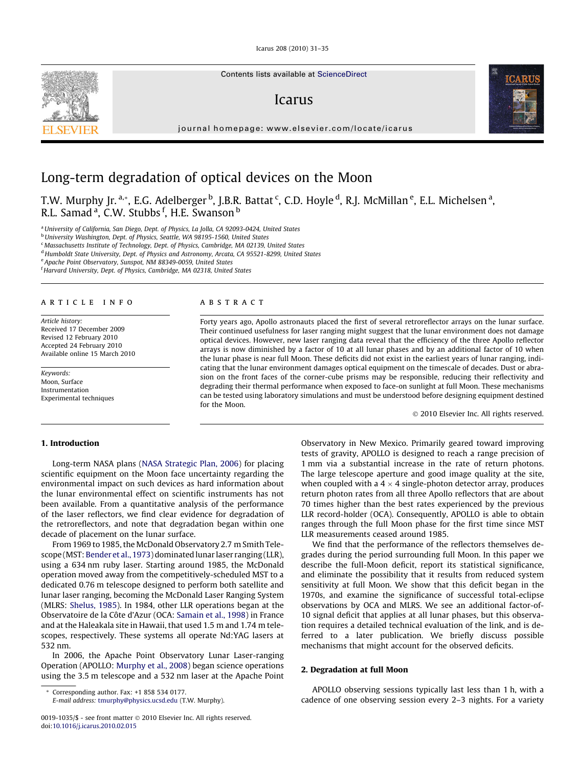# Long-term degradation of optical devices on the Moon

T.W. Murphy Jr. [a,*], E.G. Adelberger [b], J.B.R. Battat [c], C.D. Hoyle [d], R.J. McMillan [e], E.L. Michelsen [a], R.L. Samad [a], C.W. Stubbs [f], H.E. Swanson [b]

[a] University of California, San Diego, Dept. of Physics, La Jolla, CA 92093-0424, United States
[b] University Washington, Dept. of Physics, Seattle, WA 98195-1560, United States
[c] Massachusetts Institute of Technology, Dept. of Physics, Cambridge, MA 02139, United States
[d] Humboldt State University, Dept. of Physics and Astronomy, Arcata, CA 95521-8299, United States
[e] Apache Point Observatory, Sunspot, NM 88349-0059, United States
[f] Harvard University, Dept. of Physics, Cambridge, MA 02318, United States

**ARTICLE INFO**

*Article history:*
Received 17 December 2009
Revised 12 February 2010
Accepted 24 February 2010
Available online 15 March 2010

*Keywords:*
Moon, Surface
Instrumentation
Experimental techniques

**ABSTRACT**

Forty years ago, Apollo astronauts placed the first of several retroreflector arrays on the lunar surface. Their continued usefulness for laser ranging might suggest that the lunar environment does not damage optical devices. However, new laser ranging data reveal that the efficiency of the three Apollo reflector arrays is now diminished by a factor of 10 at all lunar phases and by an additional factor of 10 when the lunar phase is near full Moon. These deficits did not exist in the earliest years of lunar ranging, indicating that the lunar environment damages optical equipment on the timescale of decades. Dust or abrasion on the front faces of the corner-cube prisms may be responsible, reducing their reflectivity and degrading their thermal performance when exposed to face-on sunlight at full Moon. These mechanisms can be tested using laboratory simulations and must be understood before designing equipment destined for the Moon.

© 2010 Elsevier Inc. All rights reserved.

## 1. Introduction

Long-term NASA plans (NASA Strategic Plan, 2006) for placing scientific equipment on the Moon face uncertainty regarding the environmental impact on such devices as hard information about the lunar environmental effect on scientific instruments has not been available. From a quantitative analysis of the performance of the laser reflectors, we find clear evidence for degradation of the retroreflectors, and note that degradation began within one decade of placement on the lunar surface.

From 1969 to 1985, the McDonald Observatory 2.7 m Smith Telescope (MST: Bender et al., 1973) dominated lunar laser ranging (LLR), using a 634 nm ruby laser. Starting around 1985, the McDonald operation moved away from the competitively-scheduled MST to a dedicated 0.76 m telescope designed to perform both satellite and lunar laser ranging, becoming the McDonald Laser Ranging System (MLRS: Shelus, 1985). In 1984, other LLR operations began at the Observatoire de la Côte d'Azur (OCA: Samain et al., 1998) in France and at the Haleakala site in Hawaii, that used 1.5 m and 1.74 m telescopes, respectively. These systems all operate Nd:YAG lasers at 532 nm.

In 2006, the Apache Point Observatory Lunar Laser-ranging Operation (APOLLO: Murphy et al., 2008) began science operations using the 3.5 m telescope and a 532 nm laser at the Apache Point Observatory in New Mexico. Primarily geared toward improving tests of gravity, APOLLO is designed to reach a range precision of 1 mm via a substantial increase in the rate of return photons. The large telescope aperture and good image quality at the site, when coupled with a $4 \times 4$ single-photon detector array, produces return photon rates from all three Apollo reflectors that are about 70 times higher than the best rates experienced by the previous LLR record-holder (OCA). Consequently, APOLLO is able to obtain ranges through the full Moon phase for the first time since MST LLR measurements ceased around 1985.

We find that the performance of the reflectors themselves degrades during the period surrounding full Moon. In this paper we describe the full-Moon deficit, report its statistical significance, and eliminate the possibility that it results from reduced system sensitivity at full Moon. We show that this deficit began in the 1970s, and examine the significance of successful total-eclipse observations by OCA and MLRS. We see an additional factor-of-10 signal deficit that applies at all lunar phases, but this observation requires a detailed technical evaluation of the link, and is deferred to a later publication. We briefly discuss possible mechanisms that might account for the observed deficits.

## 2. Degradation at full Moon

APOLLO observing sessions typically last less than 1 h, with a cadence of one observing session every 2–3 nights. For a variety

* Corresponding author. Fax: +1 858 534 0177.
*E-mail address:* tmurphy@physics.ucsd.edu (T.W. Murphy).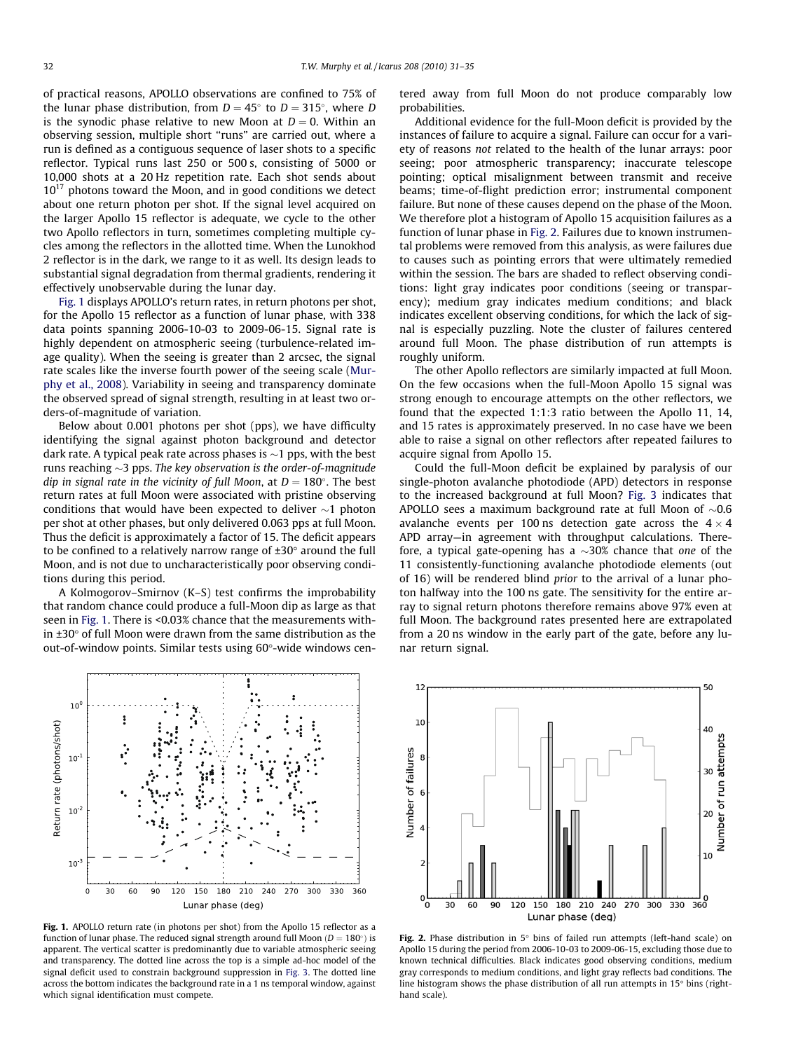of practical reasons, APOLLO observations are confined to 75% of the lunar phase distribution, from $D = 45°$ to $D = 315°$, where $D$ is the synodic phase relative to new Moon at $D = 0$. Within an observing session, multiple short "runs" are carried out, where a run is defined as a contiguous sequence of laser shots to a specific reflector. Typical runs last 250 or 500 s, consisting of 5000 or 10,000 shots at a 20 Hz repetition rate. Each shot sends about $10^{17}$ photons toward the Moon, and in good conditions we detect about one return photon per shot. If the signal level acquired on the larger Apollo 15 reflector is adequate, we cycle to the other two Apollo reflectors in turn, sometimes completing multiple cycles among the reflectors in the allotted time. When the Lunokhod 2 reflector is in the dark, we range to it as well. Its design leads to substantial signal degradation from thermal gradients, rendering it effectively unobservable during the lunar day.

Fig. 1 displays APOLLO's return rates, in return photons per shot, for the Apollo 15 reflector as a function of lunar phase, with 338 data points spanning 2006-10-03 to 2009-06-15. Signal rate is highly dependent on atmospheric seeing (turbulence-related image quality). When the seeing is greater than 2 arcsec, the signal rate scales like the inverse fourth power of the seeing scale (Murphy et al., 2008). Variability in seeing and transparency dominate the observed spread of signal strength, resulting in at least two orders-of-magnitude of variation.

Below about 0.001 photons per shot (pps), we have difficulty identifying the signal against photon background and detector dark rate. A typical peak rate across phases is ~1 pps, with the best runs reaching ~3 pps. *The key observation is the order-of-magnitude dip in signal rate in the vicinity of full Moon*, at $D = 180°$. The best return rates at full Moon were associated with pristine observing conditions that would have been expected to deliver ~1 photon per shot at other phases, but only delivered 0.063 pps at full Moon. Thus the deficit is approximately a factor of 15. The deficit appears to be confined to a relatively narrow range of ±30° around the full Moon, and is not due to uncharacteristically poor observing conditions during this period.

A Kolmogorov–Smirnov (K–S) test confirms the improbability that random chance could produce a full-Moon dip as large as that seen in Fig. 1. There is <0.03% chance that the measurements within ±30° of full Moon were drawn from the same distribution as the out-of-window points. Similar tests using 60°-wide windows centered away from full Moon do not produce comparably low probabilities.

Additional evidence for the full-Moon deficit is provided by the instances of failure to acquire a signal. Failure can occur for a variety of reasons *not* related to the health of the lunar arrays: poor seeing; poor atmospheric transparency; inaccurate telescope pointing; optical misalignment between transmit and receive beams; time-of-flight prediction error; instrumental component failure. But none of these causes depend on the phase of the Moon. We therefore plot a histogram of Apollo 15 acquisition failures as a function of lunar phase in Fig. 2. Failures due to known instrumental problems were removed from this analysis, as were failures due to causes such as pointing errors that were ultimately remedied within the session. The bars are shaded to reflect observing conditions: light gray indicates poor conditions (seeing or transparency); medium gray indicates medium conditions; and black indicates excellent observing conditions, for which the lack of signal is especially puzzling. Note the cluster of failures centered around full Moon. The phase distribution of run attempts is roughly uniform.

The other Apollo reflectors are similarly impacted at full Moon. On the few occasions when the full-Moon Apollo 15 signal was strong enough to encourage attempts on the other reflectors, we found that the expected 1:1:3 ratio between the Apollo 11, 14, and 15 rates is approximately preserved. In no case have we been able to raise a signal on other reflectors after repeated failures to acquire signal from Apollo 15.

Could the full-Moon deficit be explained by paralysis of our single-photon avalanche photodiode (APD) detectors in response to the increased background at full Moon? Fig. 3 indicates that APOLLO sees a maximum background rate at full Moon of ~0.6 avalanche events per 100 ns detection gate across the $4 \times 4$ APD array—in agreement with throughput calculations. Therefore, a typical gate-opening has a ~30% chance that *one* of the 11 consistently-functioning avalanche photodiode elements (out of 16) will be rendered blind *prior* to the arrival of a lunar photon halfway into the 100 ns gate. The sensitivity for the entire array to signal return photons therefore remains above 97% even at full Moon. The background rates presented here are extrapolated from a 20 ns window in the early part of the gate, before any lunar return signal.

**Fig. 1.** APOLLO return rate (in photons per shot) from the Apollo 15 reflector as a function of lunar phase. The reduced signal strength around full Moon ($D = 180°$) is apparent. The vertical scatter is predominantly due to variable atmospheric seeing and transparency. The dotted line across the top is a simple ad-hoc model of the signal deficit used to constrain background suppression in Fig. 3. The dotted line across the bottom indicates the background rate in a 1 ns temporal window, against which signal identification must compete.

**Fig. 2.** Phase distribution in 5° bins of failed run attempts (left-hand scale) on Apollo 15 during the period from 2006-10-03 to 2009-06-15, excluding those due to known technical difficulties. Black indicates good observing conditions, medium gray corresponds to medium conditions, and light gray reflects bad conditions. The line histogram shows the phase distribution of all run attempts in 15° bins (right-hand scale).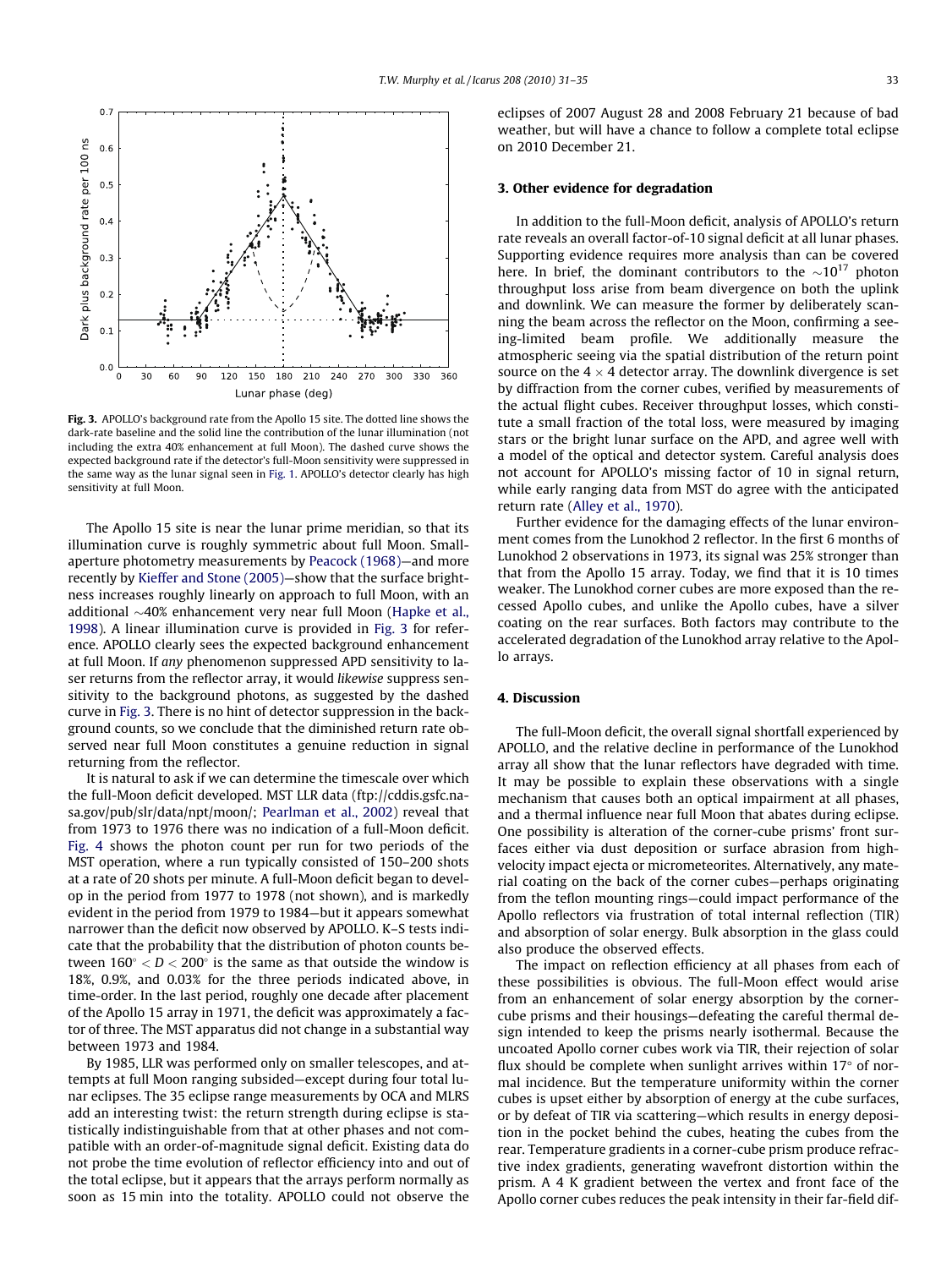**Fig. 3.** APOLLO's background rate from the Apollo 15 site. The dotted line shows the dark-rate baseline and the solid line the contribution of the lunar illumination (not including the extra 40% enhancement at full Moon). The dashed curve shows the expected background rate if the detector's full-Moon sensitivity were suppressed in the same way as the lunar signal seen in Fig. 1. APOLLO's detector clearly has high sensitivity at full Moon.

The Apollo 15 site is near the lunar prime meridian, so that its illumination curve is roughly symmetric about full Moon. Small-aperture photometry measurements by Peacock (1968)—and more recently by Kieffer and Stone (2005)—show that the surface brightness increases roughly linearly on approach to full Moon, with an additional ∼40% enhancement very near full Moon (Hapke et al., 1998). A linear illumination curve is provided in Fig. 3 for reference. APOLLO clearly sees the expected background enhancement at full Moon. If *any* phenomenon suppressed APD sensitivity to laser returns from the reflector array, it would *likewise* suppress sensitivity to the background photons, as suggested by the dashed curve in Fig. 3. There is no hint of detector suppression in the background counts, so we conclude that the diminished return rate observed near full Moon constitutes a genuine reduction in signal returning from the reflector.

It is natural to ask if we can determine the timescale over which the full-Moon deficit developed. MST LLR data (ftp://cddis.gsfc.nasa.gov/pub/slr/data/npt/moon/; Pearlman et al., 2002) reveal that from 1973 to 1976 there was no indication of a full-Moon deficit. Fig. 4 shows the photon count per run for two periods of the MST operation, where a run typically consisted of 150–200 shots at a rate of 20 shots per minute. A full-Moon deficit began to develop in the period from 1977 to 1978 (not shown), and is markedly evident in the period from 1979 to 1984—but it appears somewhat narrower than the deficit now observed by APOLLO. K–S tests indicate that the probability that the distribution of photon counts between $160^\circ < D < 200^\circ$ is the same as that outside the window is 18%, 0.9%, and 0.03% for the three periods indicated above, in time-order. In the last period, roughly one decade after placement of the Apollo 15 array in 1971, the deficit was approximately a factor of three. The MST apparatus did not change in a substantial way between 1973 and 1984.

By 1985, LLR was performed only on smaller telescopes, and attempts at full Moon ranging subsided—except during four total lunar eclipses. The 35 eclipse range measurements by OCA and MLRS add an interesting twist: the return strength during eclipse is statistically indistinguishable from that at other phases and not compatible with an order-of-magnitude signal deficit. Existing data do not probe the time evolution of reflector efficiency into and out of the total eclipse, but it appears that the arrays perform normally as soon as 15 min into the totality. APOLLO could not observe the eclipses of 2007 August 28 and 2008 February 21 because of bad weather, but will have a chance to follow a complete total eclipse on 2010 December 21.

## 3. Other evidence for degradation

In addition to the full-Moon deficit, analysis of APOLLO's return rate reveals an overall factor-of-10 signal deficit at all lunar phases. Supporting evidence requires more analysis than can be covered here. In brief, the dominant contributors to the $\sim 10^{17}$ photon throughput loss arise from beam divergence on both the uplink and downlink. We can measure the former by deliberately scanning the beam across the reflector on the Moon, confirming a seeing-limited beam profile. We additionally measure the atmospheric seeing via the spatial distribution of the return point source on the $4 \times 4$ detector array. The downlink divergence is set by diffraction from the corner cubes, verified by measurements of the actual flight cubes. Receiver throughput losses, which constitute a small fraction of the total loss, were measured by imaging stars or the bright lunar surface on the APD, and agree well with a model of the optical and detector system. Careful analysis does not account for APOLLO's missing factor of 10 in signal return, while early ranging data from MST do agree with the anticipated return rate (Alley et al., 1970).

Further evidence for the damaging effects of the lunar environment comes from the Lunokhod 2 reflector. In the first 6 months of Lunokhod 2 observations in 1973, its signal was 25% stronger than that from the Apollo 15 array. Today, we find that it is 10 times weaker. The Lunokhod corner cubes are more exposed than the recessed Apollo cubes, and unlike the Apollo cubes, have a silver coating on the rear surfaces. Both factors may contribute to the accelerated degradation of the Lunokhod array relative to the Apollo arrays.

## 4. Discussion

The full-Moon deficit, the overall signal shortfall experienced by APOLLO, and the relative decline in performance of the Lunokhod array all show that the lunar reflectors have degraded with time. It may be possible to explain these observations with a single mechanism that causes both an optical impairment at all phases, and a thermal influence near full Moon that abates during eclipse. One possibility is alteration of the corner-cube prisms' front surfaces either via dust deposition or surface abrasion from high-velocity impact ejecta or micrometeorites. Alternatively, any material coating on the back of the corner cubes—perhaps originating from the teflon mounting rings—could impact performance of the Apollo reflectors via frustration of total internal reflection (TIR) and absorption of solar energy. Bulk absorption in the glass could also produce the observed effects.

The impact on reflection efficiency at all phases from each of these possibilities is obvious. The full-Moon effect would arise from an enhancement of solar energy absorption by the corner-cube prisms and their housings—defeating the careful thermal design intended to keep the prisms nearly isothermal. Because the uncoated Apollo corner cubes work via TIR, their rejection of solar flux should be complete when sunlight arrives within 17° of normal incidence. But the temperature uniformity within the corner cubes is upset either by absorption of energy at the cube surfaces, or by defeat of TIR via scattering—which results in energy deposition in the pocket behind the cubes, heating the cubes from the rear. Temperature gradients in a corner-cube prism produce refractive index gradients, generating wavefront distortion within the prism. A 4 K gradient between the vertex and front face of the Apollo corner cubes reduces the peak intensity in their far-field dif-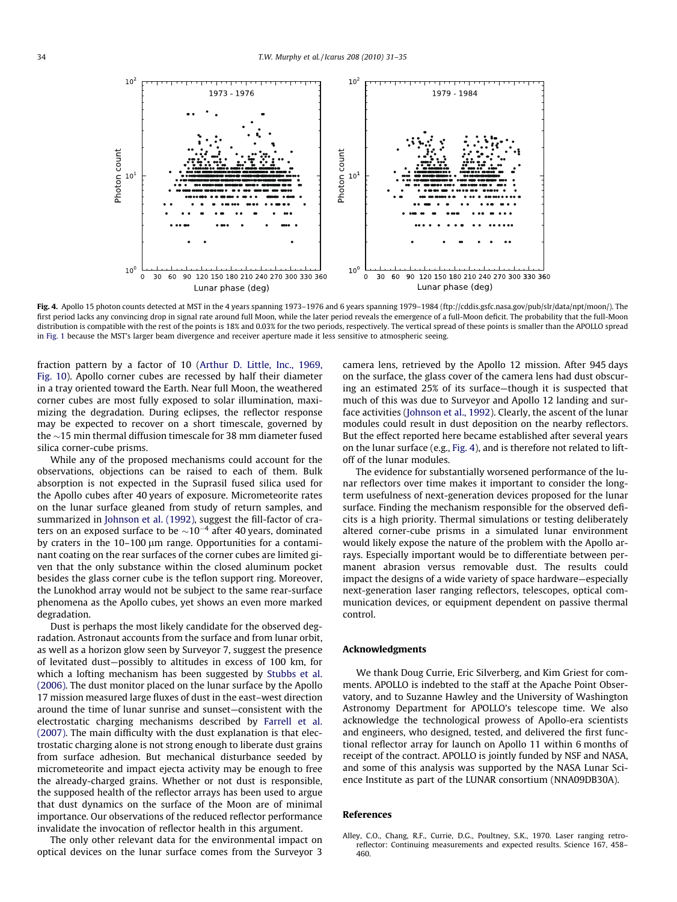**Fig. 4.** Apollo 15 photon counts detected at MST in the 4 years spanning 1973–1976 and 6 years spanning 1979–1984 (ftp://cddis.gsfc.nasa.gov/pub/slr/data/npt/moon/). The first period lacks any convincing drop in signal rate around full Moon, while the later period reveals the emergence of a full-Moon deficit. The probability that the full-Moon distribution is compatible with the rest of the points is 18% and 0.03% for the two periods, respectively. The vertical spread of these points is smaller than the APOLLO spread in Fig. 1 because the MST's larger beam divergence and receiver aperture made it less sensitive to atmospheric seeing.

fraction pattern by a factor of 10 (Arthur D. Little, Inc., 1969, Fig. 10). Apollo corner cubes are recessed by half their diameter in a tray oriented toward the Earth. Near full Moon, the weathered corner cubes are most fully exposed to solar illumination, maximizing the degradation. During eclipses, the reflector response may be expected to recover on a short timescale, governed by the ∼15 min thermal diffusion timescale for 38 mm diameter fused silica corner-cube prisms.

While any of the proposed mechanisms could account for the observations, objections can be raised to each of them. Bulk absorption is not expected in the Suprasil fused silica used for the Apollo cubes after 40 years of exposure. Micrometeorite rates on the lunar surface gleaned from study of return samples, and summarized in Johnson et al. (1992), suggest the fill-factor of craters on an exposed surface to be $\sim 10^{-4}$ after 40 years, dominated by craters in the 10–100 μm range. Opportunities for a contaminant coating on the rear surfaces of the corner cubes are limited given that the only substance within the closed aluminum pocket besides the glass corner cube is the teflon support ring. Moreover, the Lunokhod array would not be subject to the same rear-surface phenomena as the Apollo cubes, yet shows an even more marked degradation.

Dust is perhaps the most likely candidate for the observed degradation. Astronaut accounts from the surface and from lunar orbit, as well as a horizon glow seen by Surveyor 7, suggest the presence of levitated dust—possibly to altitudes in excess of 100 km, for which a lofting mechanism has been suggested by Stubbs et al. (2006). The dust monitor placed on the lunar surface by the Apollo 17 mission measured large fluxes of dust in the east–west direction around the time of lunar sunrise and sunset—consistent with the electrostatic charging mechanisms described by Farrell et al. (2007). The main difficulty with the dust explanation is that electrostatic charging alone is not strong enough to liberate dust grains from surface adhesion. But mechanical disturbance seeded by micrometeorite and impact ejecta activity may be enough to free the already-charged grains. Whether or not dust is responsible, the supposed health of the reflector arrays has been used to argue that dust dynamics on the surface of the Moon are of minimal importance. Our observations of the reduced reflector performance invalidate the invocation of reflector health in this argument.

The only other relevant data for the environmental impact on optical devices on the lunar surface comes from the Surveyor 3 camera lens, retrieved by the Apollo 12 mission. After 945 days on the surface, the glass cover of the camera lens had dust obscuring an estimated 25% of its surface—though it is suspected that much of this was due to Surveyor and Apollo 12 landing and surface activities (Johnson et al., 1992). Clearly, the ascent of the lunar modules could result in dust deposition on the nearby reflectors. But the effect reported here became established after several years on the lunar surface (e.g., Fig. 4), and is therefore not related to liftoff of the lunar modules.

The evidence for substantially worsened performance of the lunar reflectors over time makes it important to consider the long-term usefulness of next-generation devices proposed for the lunar surface. Finding the mechanism responsible for the observed deficits is a high priority. Thermal simulations or testing deliberately altered corner-cube prisms in a simulated lunar environment would likely expose the nature of the problem with the Apollo arrays. Especially important would be to differentiate between permanent abrasion versus removable dust. The results could impact the designs of a wide variety of space hardware—especially next-generation laser ranging reflectors, telescopes, optical communication devices, or equipment dependent on passive thermal control.

## Acknowledgments

We thank Doug Currie, Eric Silverberg, and Kim Griest for comments. APOLLO is indebted to the staff at the Apache Point Observatory, and to Suzanne Hawley and the University of Washington Astronomy Department for APOLLO's telescope time. We also acknowledge the technological prowess of Apollo-era scientists and engineers, who designed, tested, and delivered the first functional reflector array for launch on Apollo 11 within 6 months of receipt of the contract. APOLLO is jointly funded by NSF and NASA, and some of this analysis was supported by the NASA Lunar Science Institute as part of the LUNAR consortium (NNA09DB30A).

## References

Alley, C.O., Chang, R.F., Currie, D.G., Poultney, S.K., 1970. Laser ranging retro-reflector: Continuing measurements and expected results. Science 167, 458–460.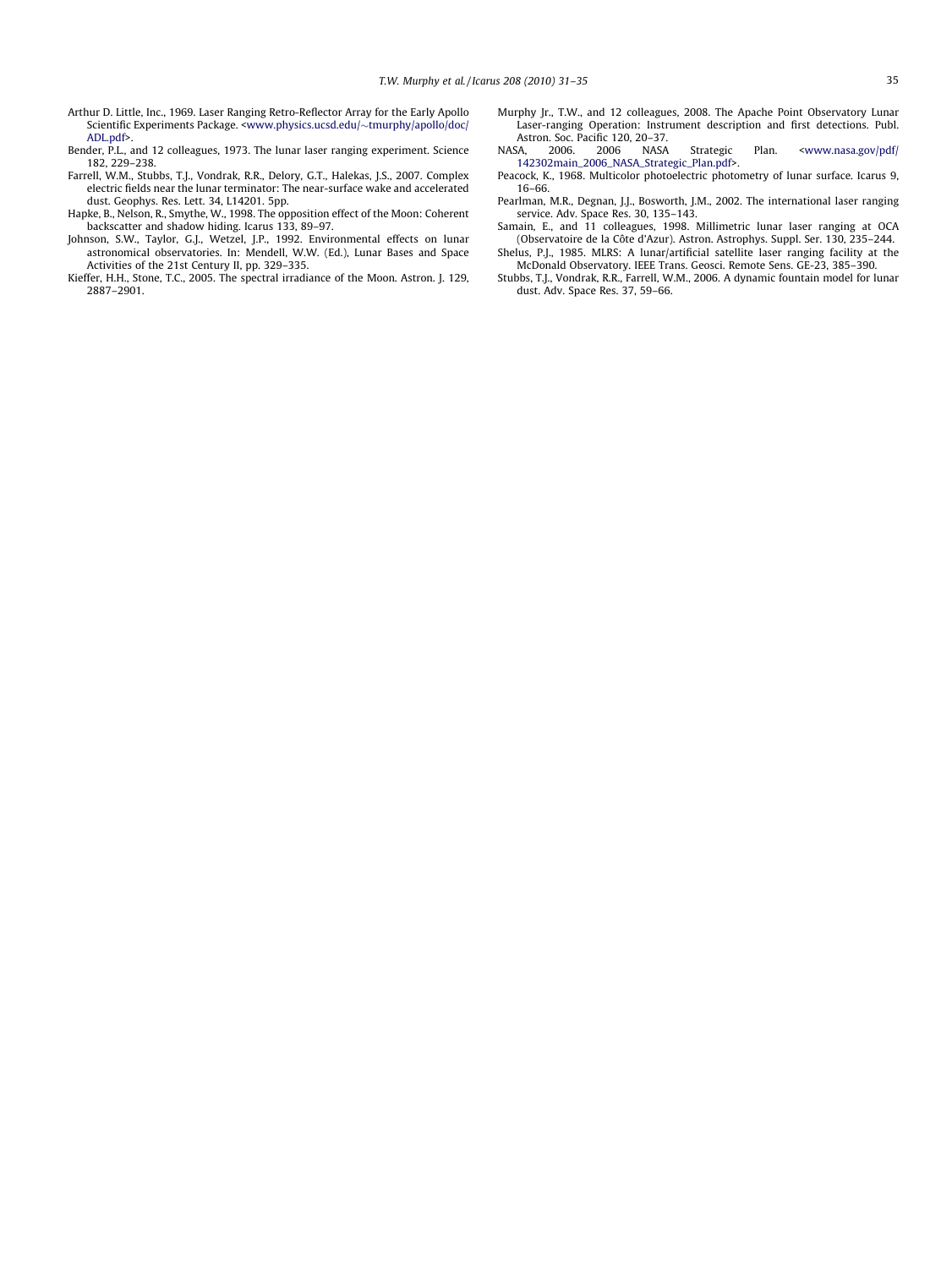Arthur D. Little, Inc., 1969. Laser Ranging Retro-Reflector Array for the Early Apollo Scientific Experiments Package. <www.physics.ucsd.edu/~tmurphy/apollo/doc/ADL.pdf>.

Bender, P.L., and 12 colleagues, 1973. The lunar laser ranging experiment. Science 182, 229–238.

Farrell, W.M., Stubbs, T.J., Vondrak, R.R., Delory, G.T., Halekas, J.S., 2007. Complex electric fields near the lunar terminator: The near-surface wake and accelerated dust. Geophys. Res. Lett. 34, L14201. 5pp.

Hapke, B., Nelson, R., Smythe, W., 1998. The opposition effect of the Moon: Coherent backscatter and shadow hiding. Icarus 133, 89–97.

Johnson, S.W., Taylor, G.J., Wetzel, J.P., 1992. Environmental effects on lunar astronomical observatories. In: Mendell, W.W. (Ed.), Lunar Bases and Space Activities of the 21st Century II, pp. 329–335.

Kieffer, H.H., Stone, T.C., 2005. The spectral irradiance of the Moon. Astron. J. 129, 2887–2901.

Murphy Jr., T.W., and 12 colleagues, 2008. The Apache Point Observatory Lunar Laser-ranging Operation: Instrument description and first detections. Publ. Astron. Soc. Pacific 120, 20–37.

NASA, 2006. 2006 NASA Strategic Plan. <www.nasa.gov/pdf/142302main_2006_NASA_Strategic_Plan.pdf>.

Peacock, K., 1968. Multicolor photoelectric photometry of lunar surface. Icarus 9, 16–66.

Pearlman, M.R., Degnan, J.J., Bosworth, J.M., 2002. The international laser ranging service. Adv. Space Res. 30, 135–143.

Samain, E., and 11 colleagues, 1998. Millimetric lunar laser ranging at OCA (Observatoire de la Côte d'Azur). Astron. Astrophys. Suppl. Ser. 130, 235–244.

Shelus, P.J., 1985. MLRS: A lunar/artificial satellite laser ranging facility at the McDonald Observatory. IEEE Trans. Geosci. Remote Sens. GE-23, 385–390.

Stubbs, T.J., Vondrak, R.R., Farrell, W.M., 2006. A dynamic fountain model for lunar dust. Adv. Space Res. 37, 59–66.